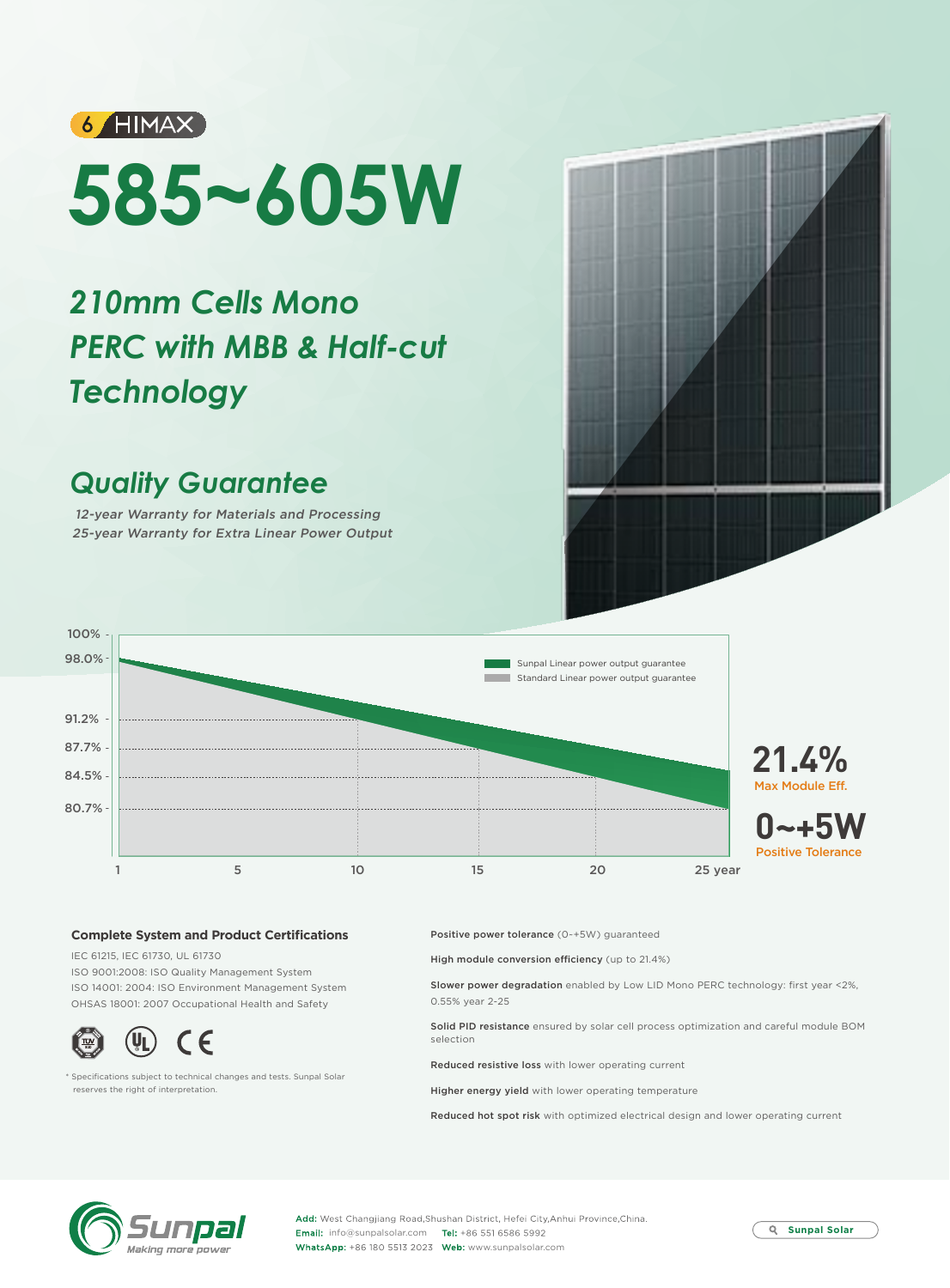6 HIMAX

# 585~605W

## *210mm Cells Mono PERC with MBB & Half-cut Technology*

## *Quality Guarantee*

*12-year Warranty for Materials and Processing*
*25-year Warranty for Extra Linear Power Output*

- Sunpal Linear power output guarantee
- Standard Linear power output guarantee

100% - 98.0% - 91.2% - 87.7% - 84.5% - 80.7%

1 5 10 15 20 25 year

**21.4%**
Max Module Eff.

**0~+5W**
Positive Tolerance

### Complete System and Product Certifications

IEC 61215, IEC 61730, UL 61730
ISO 9001:2008: ISO Quality Management System
ISO 14001: 2004: ISO Environment Management System
OHSAS 18001: 2007 Occupational Health and Safety

\* Specifications subject to technical changes and tests. Sunpal Solar reserves the right of interpretation.

**Positive power tolerance** (0-+5W) guaranteed

**High module conversion efficiency** (up to 21.4%)

**Slower power degradation** enabled by Low LID Mono PERC technology: first year <2%, 0.55% year 2-25

**Solid PID resistance** ensured by solar cell process optimization and careful module BOM selection

**Reduced resistive loss** with lower operating current

**Higher energy yield** with lower operating temperature

**Reduced hot spot risk** with optimized electrical design and lower operating current

Sunpal
Making more power

**Add:** West Changjiang Road,Shushan District, Hefei City,Anhui Province,China.
**Email:** info@sunpalsolar.com **Tel:** +86 551 6586 5992
**WhatsApp:** +86 180 5513 2023 **Web:** www.sunpalsolar.com

Sunpal Solar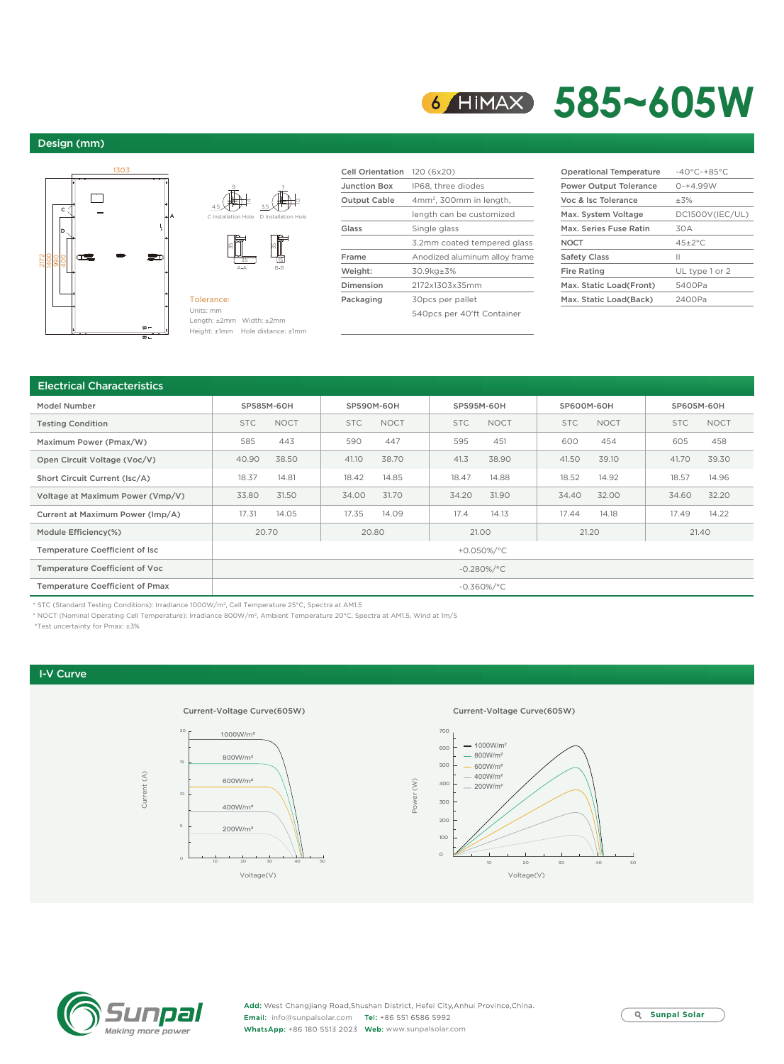# 6 HiMAX 585~605W

## Design (mm)

1303

2172
1400
990
400

A
C
D

4.5
9
14
C Installation Hole

3.5
7
12
D Installation Hole

35
35
A-A

35
15
B-B

Tolerance:
Units: mm
Length: ±2mm Width: ±2mm
Height: ±1mm Hole distance: ±1mm

| | |
|---|---|
| Cell Orientation | 120 (6x20) |
| Junction Box | IP68, three diodes |
| Output Cable | 4mm², 300mm in length, length can be customized |
| Glass | Single glass<br>3.2mm coated tempered glass |
| Frame | Anodized aluminum alloy frame |
| Weight: | 30.9kg±3% |
| Dimension | 2172x1303x35mm |
| Packaging | 30pcs per pallet<br>540pcs per 40'ft Container |

| | |
|---|---|
| Operational Temperature | -40°C-+85°C |
| Power Output Tolerance | 0~+4.99W |
| Voc & Isc Tolerance | ±3% |
| Max. System Voltage | DC1500V(IEC/UL) |
| Max. Series Fuse Ratin | 30A |
| NOCT | 45±2°C |
| Safety Class | II |
| Fire Rating | UL type 1 or 2 |
| Max. Static Load(Front) | 5400Pa |
| Max. Static Load(Back) | 2400Pa |

## Electrical Characteristics

| Model Number | SP585M-60H | | SP590M-60H | | SP595M-60H | | SP600M-60H | | SP605M-60H | |
|---|---|---|---|---|---|---|---|---|---|---|
| Testing Condition | STC | NOCT | STC | NOCT | STC | NOCT | STC | NOCT | STC | NOCT |
| Maximum Power (Pmax/W) | 585 | 443 | 590 | 447 | 595 | 451 | 600 | 454 | 605 | 458 |
| Open Circuit Voltage (Voc/V) | 40.90 | 38.50 | 41.10 | 38.70 | 41.3 | 38.90 | 41.50 | 39.10 | 41.70 | 39.30 |
| Short Circuit Current (Isc/A) | 18.37 | 14.81 | 18.42 | 14.85 | 18.47 | 14.88 | 18.52 | 14.92 | 18.57 | 14.96 |
| Voltage at Maximum Power (Vmp/V) | 33.80 | 31.50 | 34.00 | 31.70 | 34.20 | 31.90 | 34.40 | 32.00 | 34.60 | 32.20 |
| Current at Maximum Power (Imp/A) | 17.31 | 14.05 | 17.35 | 14.09 | 17.4 | 14.13 | 17.44 | 14.18 | 17.49 | 14.22 |
| Module Efficiency(%) | 20.70 | | 20.80 | | 21.00 | | 21.20 | | 21.40 | |
| Temperature Coefficient of Isc | +0.050%/°C | | | | | | | | | |
| Temperature Coefficient of Voc | -0.280%/°C | | | | | | | | | |
| Temperature Coefficient of Pmax | -0.360%/°C | | | | | | | | | |

* STC (Standard Testing Conditions): Irradiance 1000W/m², Cell Temperature 25°C, Spectra at AM1.5
* NOCT (Nominal Operating Cell Temperature): Irradiance 800W/m², Ambient Temperature 20°C, Spectra at AM1.5, Wind at 1m/S
*Test uncertainty for Pmax: ±3%

## I-V Curve

Current-Voltage Curve(605W)

Current (A)
20
15
10
5
0
1000W/m²
800W/m²
600W/m²
400W/m²
200W/m²
10 20 30 40 50
Voltage(V)

Current-Voltage Curve(605W)

Power (W)
700
600
500
400
300
200
100
0
1000W/m²
800W/m²
600W/m²
400W/m²
200W/m²
10 20 30 40 50
Voltage(V)

Sunpal
Making more power

Add: West Changjiang Road,Shushan District, Hefei City,Anhui Province,China.
Email: info@sunpalsolar.com Tel: +86 551 6586 5992
WhatsApp: +86 180 5513 2023 Web: www.sunpalsolar.com

Sunpal Solar